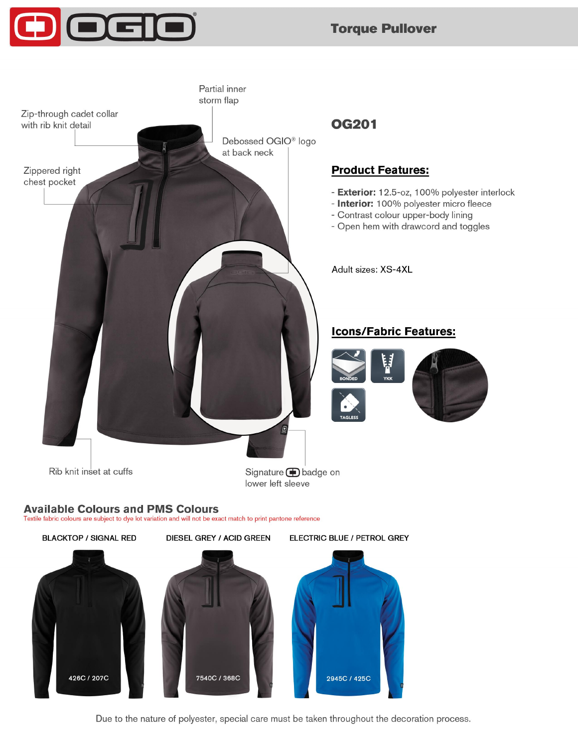# Torque Pullover

Zip-through cadet collar with rib knit detail

Partial inner storm flap

Debossed OGIO® logo at back neck

Zippered right chest pocket

Rib knit inset at cuffs

Signature badge on lower left sleeve

## OG201

### Product Features:

- **Exterior:** 12.5-oz, 100% polyester interlock
- **Interior:** 100% polyester micro fleece
- Contrast colour upper-body lining
- Open hem with drawcord and toggles

Adult sizes: XS-4XL

### Icons/Fabric Features:

BONDED

YKK

TAGLESS

## Available Colours and PMS Colours

Textile fabric colours are subject to dye lot variation and will not be exact match to print pantone reference

| BLACKTOP / SIGNAL RED | DIESEL GREY / ACID GREEN | ELECTRIC BLUE / PETROL GREY |
| --- | --- | --- |
| 426C / 207C | 7540C / 368C | 2945C / 425C |

Due to the nature of polyester, special care must be taken throughout the decoration process.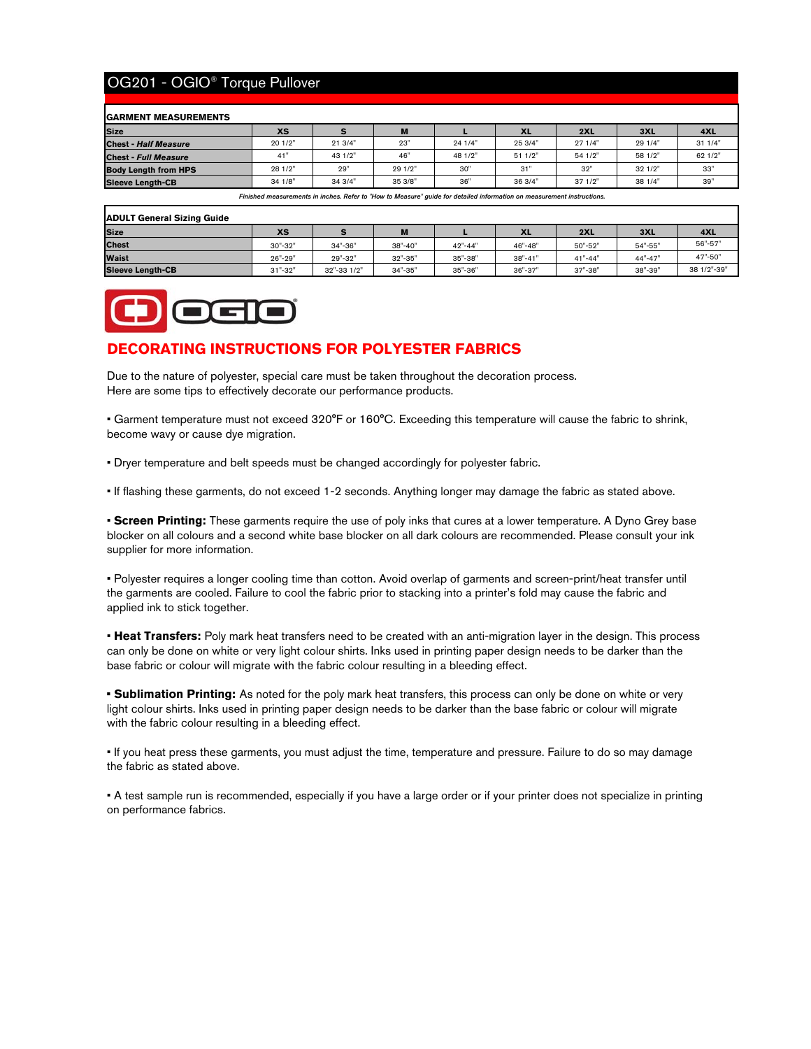# OG201 - OGIO® Torque Pullover

**GARMENT MEASUREMENTS**

| Size | XS | S | M | L | XL | 2XL | 3XL | 4XL |
|---|---|---|---|---|---|---|---|---|
| Chest - *Half Measure* | 20 1/2" | 21 3/4" | 23" | 24 1/4" | 25 3/4" | 27 1/4" | 29 1/4" | 31 1/4" |
| Chest - *Full Measure* | 41" | 43 1/2" | 46" | 48 1/2" | 51 1/2" | 54 1/2" | 58 1/2" | 62 1/2" |
| Body Length from HPS | 28 1/2" | 29" | 29 1/2" | 30" | 31" | 32" | 32 1/2" | 33" |
| Sleeve Length-CB | 34 1/8" | 34 3/4" | 35 3/8" | 36" | 36 3/4" | 37 1/2" | 38 1/4" | 39" |

*Finished measurements in inches. Refer to "How to Measure" guide for detailed information on measurement instructions.*

**ADULT General Sizing Guide**

| Size | XS | S | M | L | XL | 2XL | 3XL | 4XL |
|---|---|---|---|---|---|---|---|---|
| Chest | 30"-32" | 34"-36" | 38"-40" | 42"-44" | 46"-48" | 50"-52" | 54"-55" | 56"-57" |
| Waist | 26"-29" | 29"-32" | 32"-35" | 35"-38" | 38"-41" | 41"-44" | 44"-47" | 47"-50" |
| Sleeve Length-CB | 31"-32" | 32"-33 1/2" | 34"-35" | 35"-36" | 36"-37" | 37"-38" | 38"-39" | 38 1/2"-39" |

OGIO®

## DECORATING INSTRUCTIONS FOR POLYESTER FABRICS

Due to the nature of polyester, special care must be taken throughout the decoration process.
Here are some tips to effectively decorate our performance products.

▪ Garment temperature must not exceed 320°F or 160°C. Exceeding this temperature will cause the fabric to shrink, become wavy or cause dye migration.

▪ Dryer temperature and belt speeds must be changed accordingly for polyester fabric.

▪ If flashing these garments, do not exceed 1-2 seconds. Anything longer may damage the fabric as stated above.

▪ **Screen Printing:** These garments require the use of poly inks that cures at a lower temperature. A Dyno Grey base blocker on all colours and a second white base blocker on all dark colours are recommended. Please consult your ink supplier for more information.

▪ Polyester requires a longer cooling time than cotton. Avoid overlap of garments and screen-print/heat transfer until the garments are cooled. Failure to cool the fabric prior to stacking into a printer's fold may cause the fabric and applied ink to stick together.

▪ **Heat Transfers:** Poly mark heat transfers need to be created with an anti-migration layer in the design. This process can only be done on white or very light colour shirts. Inks used in printing paper design needs to be darker than the base fabric or colour will migrate with the fabric colour resulting in a bleeding effect.

▪ **Sublimation Printing:** As noted for the poly mark heat transfers, this process can only be done on white or very light colour shirts. Inks used in printing paper design needs to be darker than the base fabric or colour will migrate with the fabric colour resulting in a bleeding effect.

▪ If you heat press these garments, you must adjust the time, temperature and pressure. Failure to do so may damage the fabric as stated above.

▪ A test sample run is recommended, especially if you have a large order or if your printer does not specialize in printing on performance fabrics.